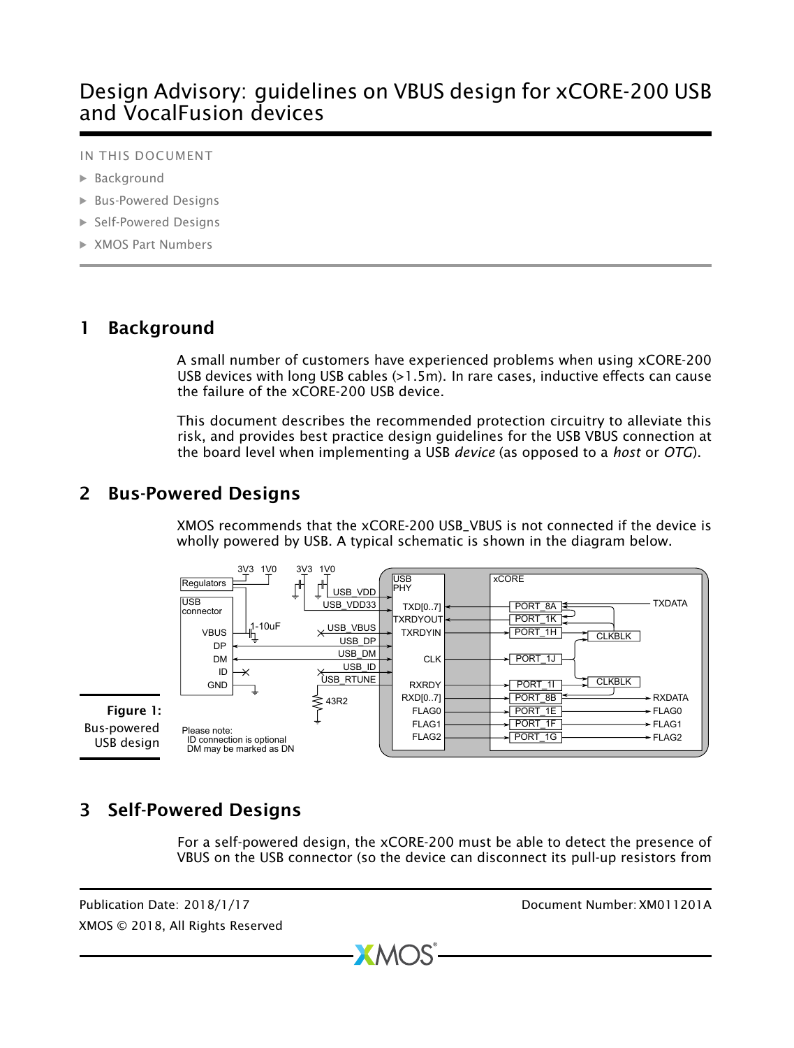# Design Advisory: guidelines on VBUS design for xCORE-200 USB and VocalFusion devices

IN THIS DOCUMENT

- Background
- Bus-Powered Designs
- Self-Powered Designs
- XMOS Part Numbers

## 1 Background

A small number of customers have experienced problems when using xCORE-200 USB devices with long USB cables (>1.5m). In rare cases, inductive effects can cause the failure of the xCORE-200 USB device.

This document describes the recommended protection circuitry to alleviate this risk, and provides best practice design guidelines for the USB VBUS connection at the board level when implementing a USB *device* (as opposed to a *host* or *OTG*).

## 2 Bus-Powered Designs

XMOS recommends that the xCORE-200 USB_VBUS is not connected if the device is wholly powered by USB. A typical schematic is shown in the diagram below.

**Figure 1:** Bus-powered USB design

## 3 Self-Powered Designs

For a self-powered design, the xCORE-200 must be able to detect the presence of VBUS on the USB connector (so the device can disconnect its pull-up resistors from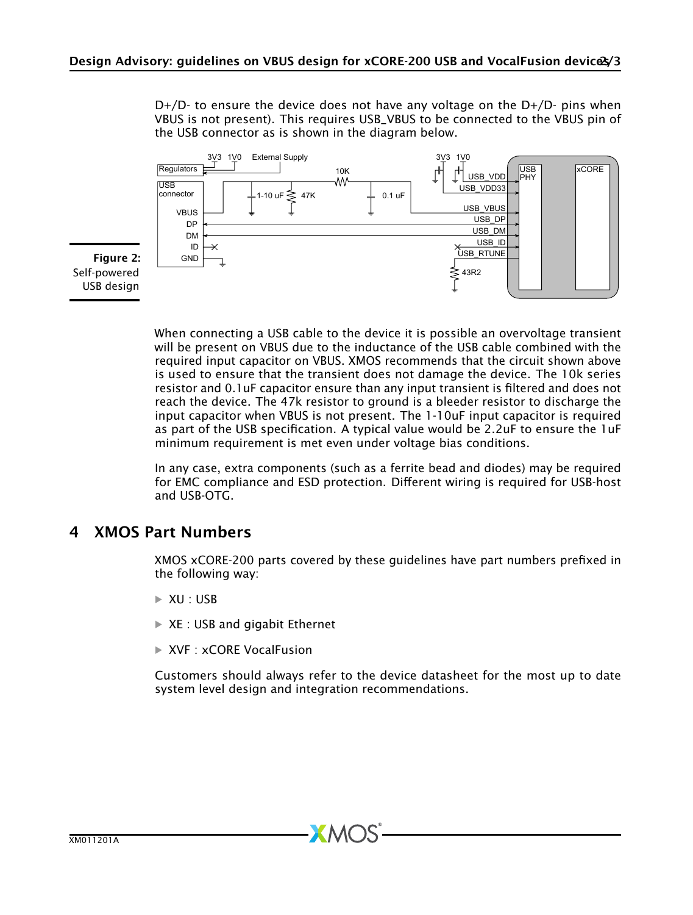D+/D- to ensure the device does not have any voltage on the D+/D- pins when VBUS is not present). This requires USB_VBUS to be connected to the VBUS pin of the USB connector as is shown in the diagram below.

**Figure 2:** Self-powered USB design

When connecting a USB cable to the device it is possible an overvoltage transient will be present on VBUS due to the inductance of the USB cable combined with the required input capacitor on VBUS. XMOS recommends that the circuit shown above is used to ensure that the transient does not damage the device. The 10k series resistor and 0.1uF capacitor ensure than any input transient is filtered and does not reach the device. The 47k resistor to ground is a bleeder resistor to discharge the input capacitor when VBUS is not present. The 1-10uF input capacitor is required as part of the USB specification. A typical value would be 2.2uF to ensure the 1uF minimum requirement is met even under voltage bias conditions.

In any case, extra components (such as a ferrite bead and diodes) may be required for EMC compliance and ESD protection. Different wiring is required for USB-host and USB-OTG.

## 4 XMOS Part Numbers

XMOS xCORE-200 parts covered by these guidelines have part numbers prefixed in the following way:

- XU : USB
- XE : USB and gigabit Ethernet
- XVF : xCORE VocalFusion

Customers should always refer to the device datasheet for the most up to date system level design and integration recommendations.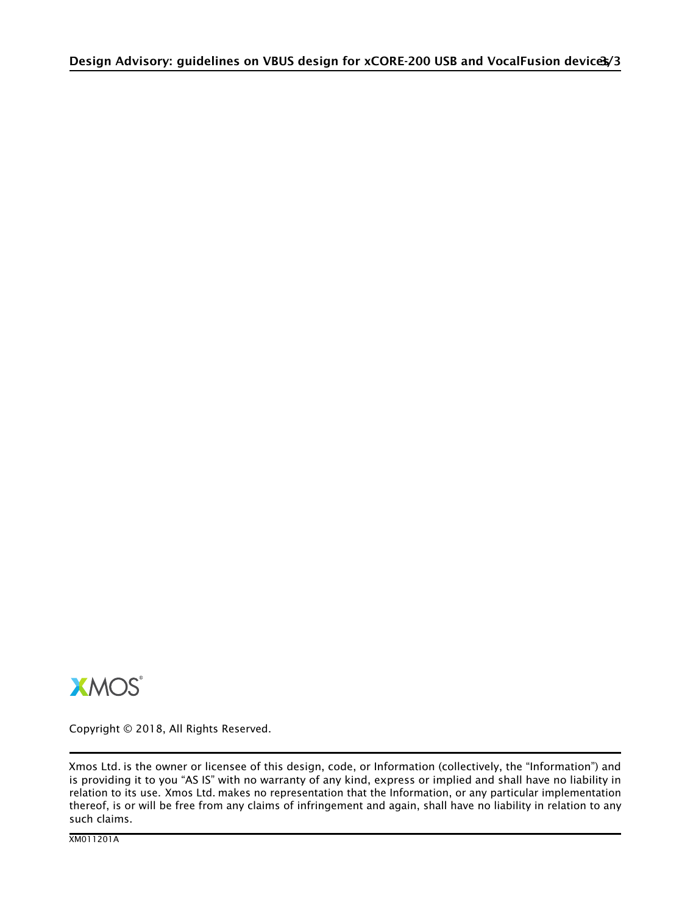Copyright © 2018, All Rights Reserved.

Xmos Ltd. is the owner or licensee of this design, code, or Information (collectively, the "Information") and is providing it to you "AS IS" with no warranty of any kind, express or implied and shall have no liability in relation to its use. Xmos Ltd. makes no representation that the Information, or any particular implementation thereof, is or will be free from any claims of infringement and again, shall have no liability in relation to any such claims.

XM011201A